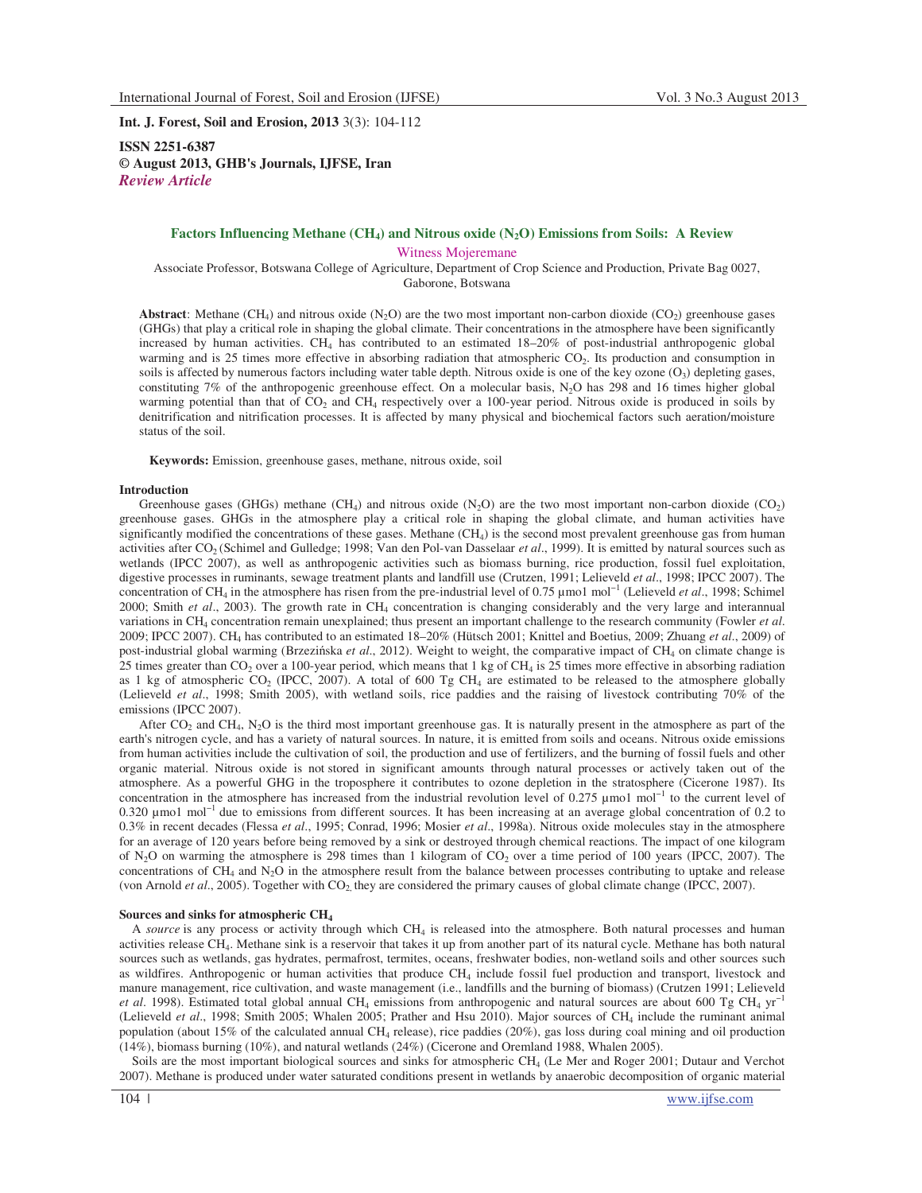**Int. J. Forest, Soil and Erosion, 2013** 3(3): 104-112

**ISSN 2251-6387**
**© August 2013, GHB's Journals, IJFSE, Iran**
***Review Article***

# Factors Influencing Methane ($CH_4$) and Nitrous oxide ($N_2O$) Emissions from Soils: A Review

Witness Mojeremane

Associate Professor, Botswana College of Agriculture, Department of Crop Science and Production, Private Bag 0027, Gaborone, Botswana

**Abstract**: Methane ($CH_4$) and nitrous oxide ($N_2O$) are the two most important non-carbon dioxide ($CO_2$) greenhouse gases (GHGs) that play a critical role in shaping the global climate. Their concentrations in the atmosphere have been significantly increased by human activities. $CH_4$ has contributed to an estimated 18–20% of post-industrial anthropogenic global warming and is 25 times more effective in absorbing radiation that atmospheric $CO_2$. Its production and consumption in soils is affected by numerous factors including water table depth. Nitrous oxide is one of the key ozone ($O_3$) depleting gases, constituting 7% of the anthropogenic greenhouse effect. On a molecular basis, $N_2O$ has 298 and 16 times higher global warming potential than that of $CO_2$ and $CH_4$ respectively over a 100-year period. Nitrous oxide is produced in soils by denitrification and nitrification processes. It is affected by many physical and biochemical factors such aeration/moisture status of the soil.

**Keywords:** Emission, greenhouse gases, methane, nitrous oxide, soil

## Introduction

Greenhouse gases (GHGs) methane ($CH_4$) and nitrous oxide ($N_2O$) are the two most important non-carbon dioxide ($CO_2$) greenhouse gases. GHGs in the atmosphere play a critical role in shaping the global climate, and human activities have significantly modified the concentrations of these gases. Methane ($CH_4$) is the second most prevalent greenhouse gas from human activities after $CO_2$ (Schimel and Gulledge; 1998; Van den Pol-van Dasselaar *et al*., 1999). It is emitted by natural sources such as wetlands (IPCC 2007), as well as anthropogenic activities such as biomass burning, rice production, fossil fuel exploitation, digestive processes in ruminants, sewage treatment plants and landfill use (Crutzen, 1991; Lelieveld *et al*., 1998; IPCC 2007). The concentration of $CH_4$ in the atmosphere has risen from the pre-industrial level of 0.75 µmo1 mol$^{-1}$ (Lelieveld *et al*., 1998; Schimel 2000; Smith *et al*., 2003). The growth rate in $CH_4$ concentration is changing considerably and the very large and interannual variations in $CH_4$ concentration remain unexplained; thus present an important challenge to the research community (Fowler *et al*. 2009; IPCC 2007). $CH_4$ has contributed to an estimated 18–20% (Hütsch 2001; Knittel and Boetius, 2009; Zhuang *et al*., 2009) of post-industrial global warming (Brzezińska *et al*., 2012). Weight to weight, the comparative impact of $CH_4$ on climate change is 25 times greater than $CO_2$ over a 100-year period, which means that 1 kg of $CH_4$ is 25 times more effective in absorbing radiation as 1 kg of atmospheric $CO_2$ (IPCC, 2007). A total of 600 Tg $CH_4$ are estimated to be released to the atmosphere globally (Lelieveld *et al*., 1998; Smith 2005), with wetland soils, rice paddies and the raising of livestock contributing 70% of the emissions (IPCC 2007).

After $CO_2$ and $CH_4$, $N_2O$ is the third most important greenhouse gas. It is naturally present in the atmosphere as part of the earth's nitrogen cycle, and has a variety of natural sources. In nature, it is emitted from soils and oceans. Nitrous oxide emissions from human activities include the cultivation of soil, the production and use of fertilizers, and the burning of fossil fuels and other organic material. Nitrous oxide is not stored in significant amounts through natural processes or actively taken out of the atmosphere. As a powerful GHG in the troposphere it contributes to ozone depletion in the stratosphere (Cicerone 1987). Its concentration in the atmosphere has increased from the industrial revolution level of 0.275 µmo1 mol$^{-1}$ to the current level of 0.320 µmo1 mol$^{-1}$ due to emissions from different sources. It has been increasing at an average global concentration of 0.2 to 0.3% in recent decades (Flessa *et al*., 1995; Conrad, 1996; Mosier *et al*., 1998a). Nitrous oxide molecules stay in the atmosphere for an average of 120 years before being removed by a sink or destroyed through chemical reactions. The impact of one kilogram of $N_2O$ on warming the atmosphere is 298 times than 1 kilogram of $CO_2$ over a time period of 100 years (IPCC, 2007). The concentrations of $CH_4$ and $N_2O$ in the atmosphere result from the balance between processes contributing to uptake and release (von Arnold *et al*., 2005). Together with $CO_2$, they are considered the primary causes of global climate change (IPCC, 2007).

## Sources and sinks for atmospheric $CH_4$

A *source* is any process or activity through which $CH_4$ is released into the atmosphere. Both natural processes and human activities release $CH_4$. Methane sink is a reservoir that takes it up from another part of its natural cycle. Methane has both natural sources such as wetlands, gas hydrates, permafrost, termites, oceans, freshwater bodies, non-wetland soils and other sources such as wildfires. Anthropogenic or human activities that produce $CH_4$ include fossil fuel production and transport, livestock and manure management, rice cultivation, and waste management (i.e., landfills and the burning of biomass) (Crutzen 1991; Lelieveld *et al*. 1998). Estimated total global annual $CH_4$ emissions from anthropogenic and natural sources are about 600 Tg $CH_4$ yr$^{-1}$ (Lelieveld *et al*., 1998; Smith 2005; Whalen 2005; Prather and Hsu 2010). Major sources of $CH_4$ include the ruminant animal population (about 15% of the calculated annual $CH_4$ release), rice paddies (20%), gas loss during coal mining and oil production (14%), biomass burning (10%), and natural wetlands (24%) (Cicerone and Oremland 1988, Whalen 2005).

Soils are the most important biological sources and sinks for atmospheric $CH_4$ (Le Mer and Roger 2001; Dutaur and Verchot 2007). Methane is produced under water saturated conditions present in wetlands by anaerobic decomposition of organic material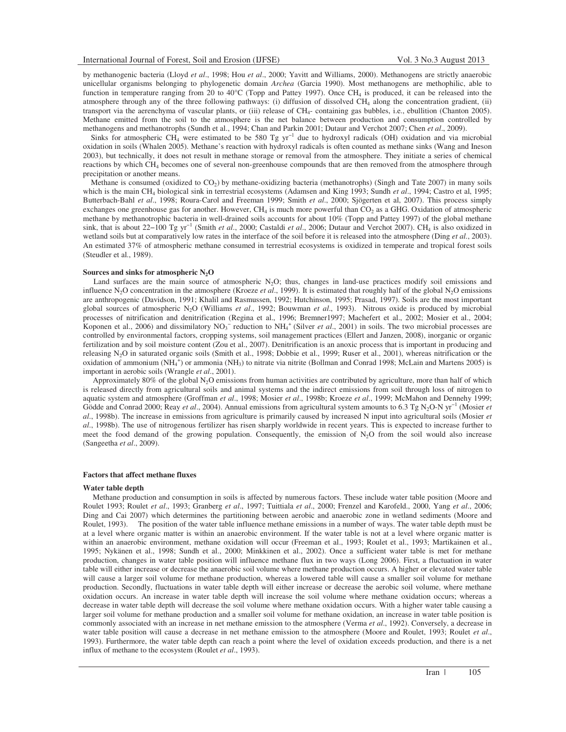by methanogenic bacteria (Lloyd *et al*., 1998; Hou *et al*., 2000; Yavitt and Williams, 2000). Methanogens are strictly anaerobic unicellular organisms belonging to phylogenetic domain *Archea* (Garcia 1990). Most methanogens are methophilic, able to function in temperature ranging from 20 to 40°C (Topp and Pattey 1997). Once $CH_4$ is produced, it can be released into the atmosphere through any of the three following pathways: (i) diffusion of dissolved $CH_4$ along the concentration gradient, (ii) transport via the aerenchyma of vascular plants, or (iii) release of $CH_4$- containing gas bubbles, i.e., ebullition (Chanton 2005). Methane emitted from the soil to the atmosphere is the net balance between production and consumption controlled by methanogens and methanotrophs (Sundh et al., 1994; Chan and Parkin 2001; Dutaur and Verchot 2007; Chen *et al*., 2009).

Sinks for atmospheric $CH_4$ were estimated to be 580 Tg $yr^{-1}$ due to hydroxyl radicals (OH) oxidation and via microbial oxidation in soils (Whalen 2005). Methane's reaction with hydroxyl radicals is often counted as methane sinks (Wang and Ineson 2003), but technically, it does not result in methane storage or removal from the atmosphere. They initiate a series of chemical reactions by which $CH_4$ becomes one of several non-greenhouse compounds that are then removed from the atmosphere through precipitation or another means.

Methane is consumed (oxidized to $CO_2$) by methane-oxidizing bacteria (methanotrophs) (Singh and Tate 2007) in many soils which is the main $CH_4$ biological sink in terrestrial ecosystems (Adamsen and King 1993; Sundh *et al*., 1994; Castro et al, 1995; Butterbach-Bahl *et al*., 1998; Roura-Carol and Freeman 1999; Smith *et al*., 2000; Sjögerten et al, 2007). This process simply exchanges one greenhouse gas for another. However, $CH_4$ is much more powerful than $CO_2$ as a GHG. Oxidation of atmospheric methane by methanotrophic bacteria in well-drained soils accounts for about 10% (Topp and Pattey 1997) of the global methane sink, that is about 22−100 Tg $yr^{-1}$ (Smith *et al*., 2000; Castaldi *et al*., 2006; Dutaur and Verchot 2007). $CH_4$ is also oxidized in wetland soils but at comparatively low rates in the interface of the soil before it is released into the atmosphere (Ding *et al.*, 2003). An estimated 37% of atmospheric methane consumed in terrestrial ecosystems is oxidized in temperate and tropical forest soils (Steudler et al., 1989).

#### Sources and sinks for atmospheric $N_2O$

Land surfaces are the main source of atmospheric $N_2O$; thus, changes in land-use practices modify soil emissions and influence $N_2O$ concentration in the atmosphere (Kroeze *et al*., 1999). It is estimated that roughly half of the global $N_2O$ emissions are anthropogenic (Davidson, 1991; Khalil and Rasmussen, 1992; Hutchinson, 1995; Prasad, 1997). Soils are the most important global sources of atmospheric $N_2O$ (Williams *et al*., 1992; Bouwman *et al*., 1993). Nitrous oxide is produced by microbial processes of nitrification and denitrification (Regina et al., 1996; Bremner1997; Machefert et al., 2002; Mosier et al., 2004; Koponen et al., 2006) and dissimilatory $NO_3^-$ reduction to $NH_4^+$ (Silver *et al*., 2001) in soils. The two microbial processes are controlled by environmental factors, cropping systems, soil management practices (Ellert and Janzen, 2008), inorganic or organic fertilization and by soil moisture content (Zou et al., 2007). Denitrification is an anoxic process that is important in producing and releasing $N_2O$ in saturated organic soils (Smith et al., 1998; Dobbie et al., 1999; Ruser et al., 2001), whereas nitrification or the oxidation of ammonium ($NH_4^+$) or ammonia ($NH_3$) to nitrate via nitrite (Bollman and Conrad 1998; McLain and Martens 2005) is important in aerobic soils (Wrangle *et al*., 2001).

Approximately 80% of the global $N_2O$ emissions from human activities are contributed by agriculture, more than half of which is released directly from agricultural soils and animal systems and the indirect emissions from soil through loss of nitrogen to aquatic system and atmosphere (Groffman *et al*., 1998; Mosier *et al*., 1998b; Kroeze *et al*., 1999; McMahon and Dennehy 1999; Gödde and Conrad 2000; Reay *et al*., 2004). Annual emissions from agricultural system amounts to 6.3 Tg $N_2O$-N $yr^{-1}$ (Mosier *et al*., 1998b). The increase in emissions from agriculture is primarily caused by increased N input into agricultural soils (Mosier *et al*., 1998b). The use of nitrogenous fertilizer has risen sharply worldwide in recent years. This is expected to increase further to meet the food demand of the growing population. Consequently, the emission of $N_2O$ from the soil would also increase (Sangeetha *et al*., 2009).

#### Factors that affect methane fluxes

#### Water table depth

Methane production and consumption in soils is affected by numerous factors. These include water table position (Moore and Roulet 1993; Roulet *et al*., 1993; Granberg *et al*., 1997; Tuittiala *et al*., 2000; Frenzel and Karofeld., 2000, Yang *et al*., 2006; Ding and Cai 2007) which determines the partitioning between aerobic and anaerobic zone in wetland sediments (Moore and Roulet, 1993). The position of the water table influence methane emissions in a number of ways. The water table depth must be at a level where organic matter is within an anaerobic environment. If the water table is not at a level where organic matter is within an anaerobic environment, methane oxidation will occur (Freeman et al., 1993; Roulet et al., 1993; Martikainen et al., 1995; Nykänen et al., 1998; Sundh et al., 2000; Minkkinen et al., 2002). Once a sufficient water table is met for methane production, changes in water table position will influence methane flux in two ways (Long 2006). First, a fluctuation in water table will either increase or decrease the anaerobic soil volume where methane production occurs. A higher or elevated water table will cause a larger soil volume for methane production, whereas a lowered table will cause a smaller soil volume for methane production. Secondly, fluctuations in water table depth will either increase or decrease the aerobic soil volume, where methane oxidation occurs. An increase in water table depth will increase the soil volume where methane oxidation occurs; whereas a decrease in water table depth will decrease the soil volume where methane oxidation occurs. With a higher water table causing a larger soil volume for methane production and a smaller soil volume for methane oxidation, an increase in water table position is commonly associated with an increase in net methane emission to the atmosphere (Verma *et al*., 1992). Conversely, a decrease in water table position will cause a decrease in net methane emission to the atmosphere (Moore and Roulet, 1993; Roulet *et al*., 1993). Furthermore, the water table depth can reach a point where the level of oxidation exceeds production, and there is a net influx of methane to the ecosystem (Roulet *et al*., 1993).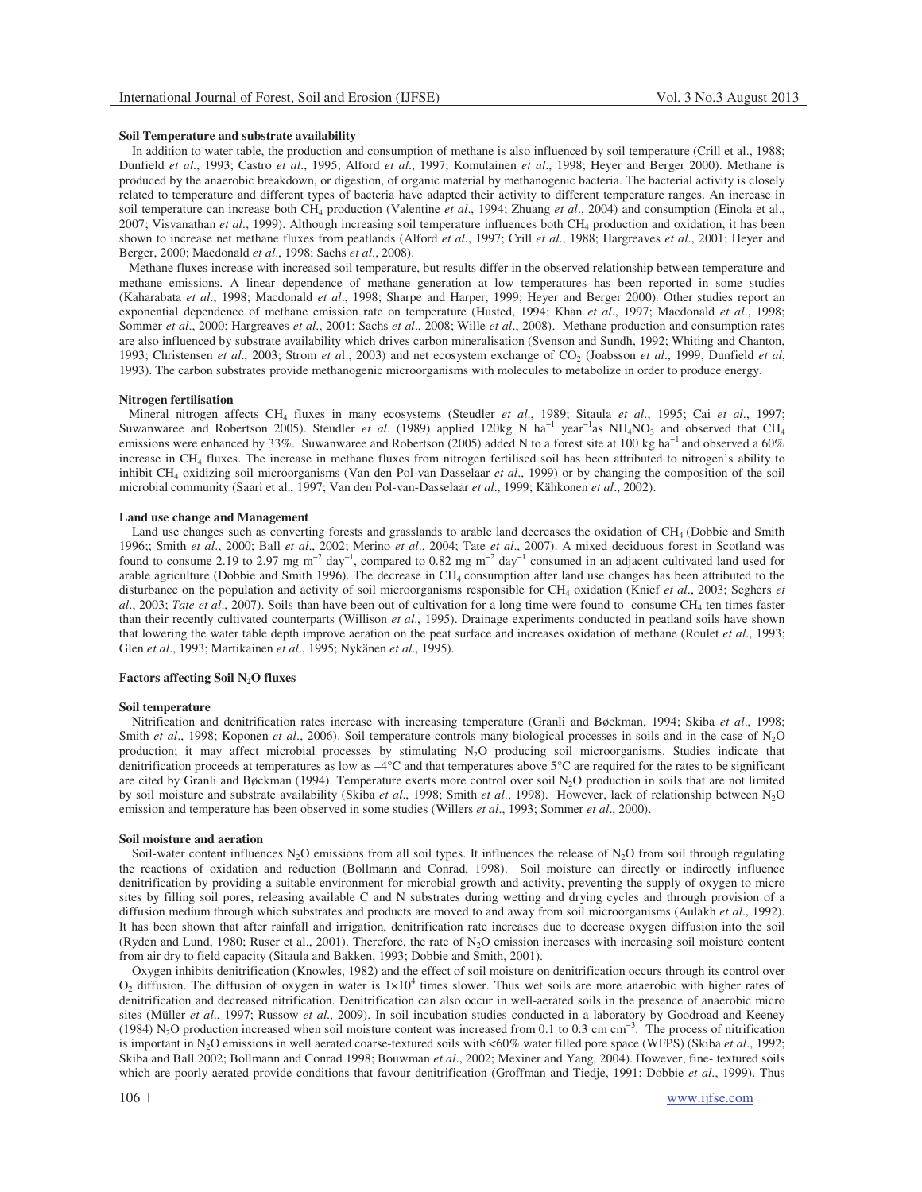**Soil Temperature and substrate availability**

In addition to water table, the production and consumption of methane is also influenced by soil temperature (Crill et al., 1988; Dunfield *et al*., 1993; Castro *et al*., 1995; Alford *et al*., 1997; Komulainen *et al*., 1998; Heyer and Berger 2000). Methane is produced by the anaerobic breakdown, or digestion, of organic material by methanogenic bacteria. The bacterial activity is closely related to temperature and different types of bacteria have adapted their activity to different temperature ranges. An increase in soil temperature can increase both $CH_4$ production (Valentine *et al*., 1994; Zhuang *et al*., 2004) and consumption (Einola et al., 2007; Visvanathan *et al*., 1999). Although increasing soil temperature influences both $CH_4$ production and oxidation, it has been shown to increase net methane fluxes from peatlands (Alford *et al*., 1997; Crill *et al*., 1988; Hargreaves *et al*., 2001; Heyer and Berger, 2000; Macdonald *et al*., 1998; Sachs *et al*., 2008).

Methane fluxes increase with increased soil temperature, but results differ in the observed relationship between temperature and methane emissions. A linear dependence of methane generation at low temperatures has been reported in some studies (Kaharabata *et al*., 1998; Macdonald *et al*., 1998; Sharpe and Harper, 1999; Heyer and Berger 2000). Other studies report an exponential dependence of methane emission rate on temperature (Husted, 1994; Khan *et al*., 1997; Macdonald *et al*., 1998; Sommer *et al*., 2000; Hargreaves *et al*., 2001; Sachs *et al*., 2008; Wille *et al*., 2008). Methane production and consumption rates are also influenced by substrate availability which drives carbon mineralisation (Svenson and Sundh, 1992; Whiting and Chanton, 1993; Christensen *et al*., 2003; Strom *et a*l., 2003) and net ecosystem exchange of $CO_2$ (Joabsson *et al*., 1999, Dunfield *et al*, 1993). The carbon substrates provide methanogenic microorganisms with molecules to metabolize in order to produce energy.

**Nitrogen fertilisation**

Mineral nitrogen affects $CH_4$ fluxes in many ecosystems (Steudler *et al*., 1989; Sitaula *et al*., 1995; Cai *et al*., 1997; Suwanwaree and Robertson 2005). Steudler *et al*. (1989) applied 120kg N $ha^{-1}$ $year^{-1}$as $NH_4NO_3$ and observed that $CH_4$ emissions were enhanced by 33%. Suwanwaree and Robertson (2005) added N to a forest site at 100 kg $ha^{-1}$ and observed a 60% increase in $CH_4$ fluxes. The increase in methane fluxes from nitrogen fertilised soil has been attributed to nitrogen's ability to inhibit $CH_4$ oxidizing soil microorganisms (Van den Pol-van Dasselaar *et al*., 1999) or by changing the composition of the soil microbial community (Saari et al., 1997; Van den Pol-van-Dasselaar *et al*., 1999; Kähkonen *et al*., 2002).

**Land use change and Management**

Land use changes such as converting forests and grasslands to arable land decreases the oxidation of $CH_4$ (Dobbie and Smith 1996;; Smith *et al*., 2000; Ball *et al*., 2002; Merino *et al*., 2004; Tate *et al*., 2007). A mixed deciduous forest in Scotland was found to consume 2.19 to 2.97 mg $m^{-2}$ $day^{-1}$, compared to 0.82 mg $m^{-2}$ $day^{-1}$ consumed in an adjacent cultivated land used for arable agriculture (Dobbie and Smith 1996). The decrease in $CH_4$ consumption after land use changes has been attributed to the disturbance on the population and activity of soil microorganisms responsible for $CH_4$ oxidation (Knief *et al*., 2003; Seghers *et al*., 2003; *Tate et al*., 2007). Soils than have been out of cultivation for a long time were found to consume $CH_4$ ten times faster than their recently cultivated counterparts (Willison *et al*., 1995). Drainage experiments conducted in peatland soils have shown that lowering the water table depth improve aeration on the peat surface and increases oxidation of methane (Roulet *et al*., 1993; Glen *et al*., 1993; Martikainen *et al*., 1995; Nykänen *et al*., 1995).

**Factors affecting Soil $N_2O$ fluxes**

**Soil temperature**

Nitrification and denitrification rates increase with increasing temperature (Granli and Bøckman, 1994; Skiba *et al*., 1998; Smith *et al*., 1998; Koponen *et al*., 2006). Soil temperature controls many biological processes in soils and in the case of $N_2O$ production; it may affect microbial processes by stimulating $N_2O$ producing soil microorganisms. Studies indicate that denitrification proceeds at temperatures as low as –4°C and that temperatures above 5°C are required for the rates to be significant are cited by Granli and Bøckman (1994). Temperature exerts more control over soil $N_2O$ production in soils that are not limited by soil moisture and substrate availability (Skiba *et al*., 1998; Smith *et al*., 1998). However, lack of relationship between $N_2O$ emission and temperature has been observed in some studies (Willers *et al*., 1993; Sommer *et al*., 2000).

**Soil moisture and aeration**

Soil-water content influences $N_2O$ emissions from all soil types. It influences the release of $N_2O$ from soil through regulating the reactions of oxidation and reduction (Bollmann and Conrad, 1998). Soil moisture can directly or indirectly influence denitrification by providing a suitable environment for microbial growth and activity, preventing the supply of oxygen to micro sites by filling soil pores, releasing available C and N substrates during wetting and drying cycles and through provision of a diffusion medium through which substrates and products are moved to and away from soil microorganisms (Aulakh *et al*., 1992). It has been shown that after rainfall and irrigation, denitrification rate increases due to decrease oxygen diffusion into the soil (Ryden and Lund, 1980; Ruser et al., 2001). Therefore, the rate of $N_2O$ emission increases with increasing soil moisture content from air dry to field capacity (Sitaula and Bakken, 1993; Dobbie and Smith, 2001).

Oxygen inhibits denitrification (Knowles, 1982) and the effect of soil moisture on denitrification occurs through its control over $O_2$ diffusion. The diffusion of oxygen in water is $1 \times 10^4$ times slower. Thus wet soils are more anaerobic with higher rates of denitrification and decreased nitrification. Denitrification can also occur in well-aerated soils in the presence of anaerobic micro sites (Müller *et al*., 1997; Russow *et al*., 2009). In soil incubation studies conducted in a laboratory by Goodroad and Keeney (1984) $N_2O$ production increased when soil moisture content was increased from 0.1 to 0.3 cm $cm^{-3}$. The process of nitrification is important in $N_2O$ emissions in well aerated coarse-textured soils with <60% water filled pore space (WFPS) (Skiba *et al*., 1992; Skiba and Ball 2002; Bollmann and Conrad 1998; Bouwman *et al*., 2002; Mexiner and Yang, 2004). However, fine- textured soils which are poorly aerated provide conditions that favour denitrification (Groffman and Tiedje, 1991; Dobbie *et al*., 1999). Thus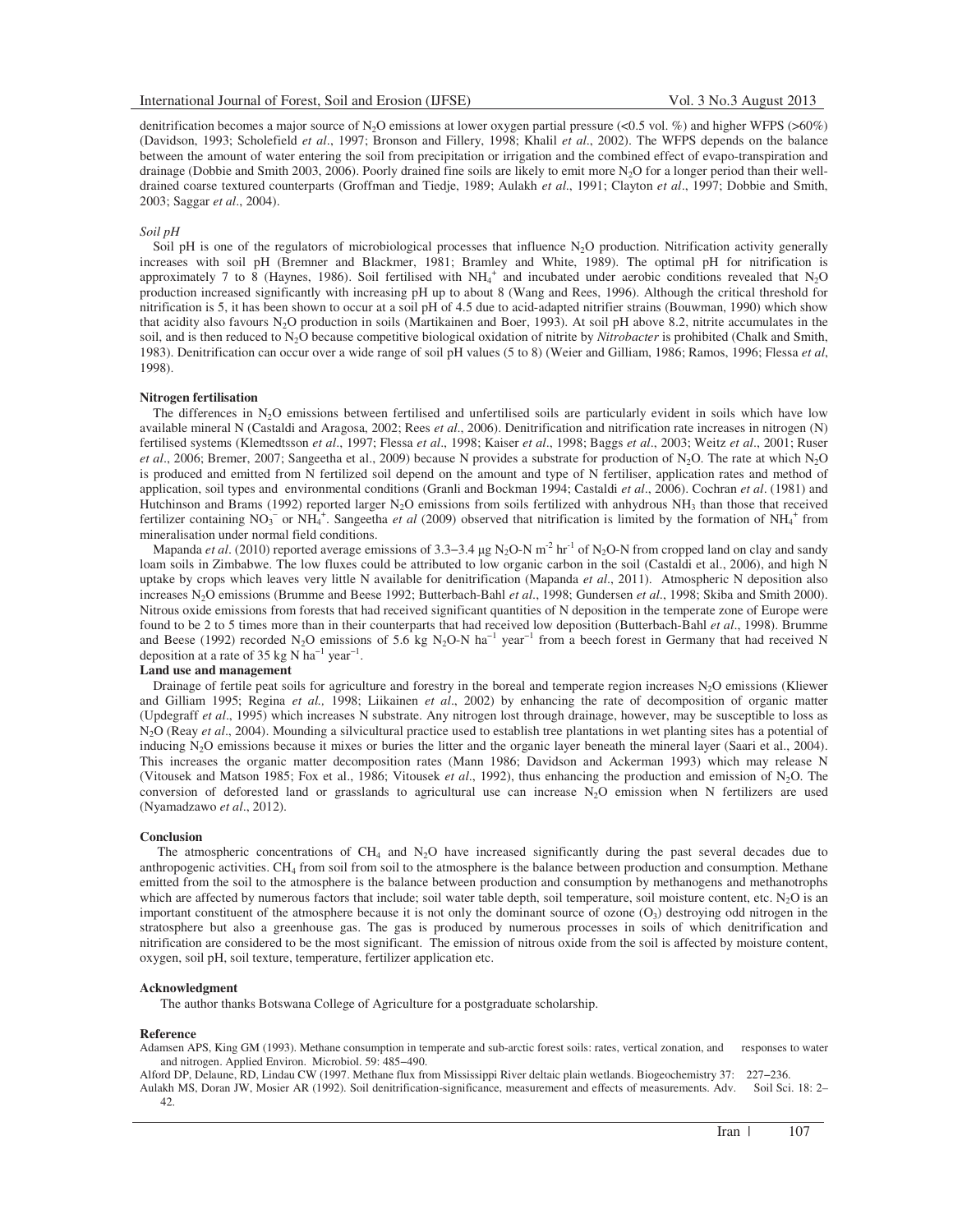denitrification becomes a major source of $N_2O$ emissions at lower oxygen partial pressure (<0.5 vol. %) and higher WFPS (>60%) (Davidson, 1993; Scholefield *et al*., 1997; Bronson and Fillery, 1998; Khalil *et al*., 2002). The WFPS depends on the balance between the amount of water entering the soil from precipitation or irrigation and the combined effect of evapo-transpiration and drainage (Dobbie and Smith 2003, 2006). Poorly drained fine soils are likely to emit more $N_2O$ for a longer period than their well-drained coarse textured counterparts (Groffman and Tiedje, 1989; Aulakh *et al*., 1991; Clayton *et al*., 1997; Dobbie and Smith, 2003; Saggar *et al*., 2004).

*Soil pH*

Soil pH is one of the regulators of microbiological processes that influence $N_2O$ production. Nitrification activity generally increases with soil pH (Bremner and Blackmer, 1981; Bramley and White, 1989). The optimal pH for nitrification is approximately 7 to 8 (Haynes, 1986). Soil fertilised with $NH_4^+$ and incubated under aerobic conditions revealed that $N_2O$ production increased significantly with increasing pH up to about 8 (Wang and Rees, 1996). Although the critical threshold for nitrification is 5, it has been shown to occur at a soil pH of 4.5 due to acid-adapted nitrifier strains (Bouwman, 1990) which show that acidity also favours $N_2O$ production in soils (Martikainen and Boer, 1993). At soil pH above 8.2, nitrite accumulates in the soil, and is then reduced to $N_2O$ because competitive biological oxidation of nitrite by *Nitrobacter* is prohibited (Chalk and Smith, 1983). Denitrification can occur over a wide range of soil pH values (5 to 8) (Weier and Gilliam, 1986; Ramos, 1996; Flessa *et al*, 1998).

**Nitrogen fertilisation**

The differences in $N_2O$ emissions between fertilised and unfertilised soils are particularly evident in soils which have low available mineral N (Castaldi and Aragosa, 2002; Rees *et al*., 2006). Denitrification and nitrification rate increases in nitrogen (N) fertilised systems (Klemedtsson *et al*., 1997; Flessa *et al*., 1998; Kaiser *et al*., 1998; Baggs *et al*., 2003; Weitz *et al*., 2001; Ruser *et al*., 2006; Bremer, 2007; Sangeetha et al., 2009) because N provides a substrate for production of $N_2O$. The rate at which $N_2O$ is produced and emitted from N fertilized soil depend on the amount and type of N fertiliser, application rates and method of application, soil types and environmental conditions (Granli and Bockman 1994; Castaldi *et al*., 2006). Cochran *et al*. (1981) and Hutchinson and Brams (1992) reported larger $N_2O$ emissions from soils fertilized with anhydrous $NH_3$ than those that received fertilizer containing $NO_3^-$ or $NH_4^+$. Sangeetha *et al* (2009) observed that nitrification is limited by the formation of $NH_4^+$ from mineralisation under normal field conditions.

Mapanda *et al*. (2010) reported average emissions of 3.3–3.4 μg $N_2O$-N $m^{-2}$ $hr^{-1}$ of $N_2O$-N from cropped land on clay and sandy loam soils in Zimbabwe. The low fluxes could be attributed to low organic carbon in the soil (Castaldi et al., 2006), and high N uptake by crops which leaves very little N available for denitrification (Mapanda *et al*., 2011). Atmospheric N deposition also increases $N_2O$ emissions (Brumme and Beese 1992; Butterbach-Bahl *et al*., 1998; Gundersen *et al*., 1998; Skiba and Smith 2000). Nitrous oxide emissions from forests that had received significant quantities of N deposition in the temperate zone of Europe were found to be 2 to 5 times more than in their counterparts that had received low deposition (Butterbach-Bahl *et al*., 1998). Brumme and Beese (1992) recorded $N_2O$ emissions of 5.6 kg $N_2O$-N $ha^{-1}$ $year^{-1}$ from a beech forest in Germany that had received N deposition at a rate of 35 kg N $ha^{-1}$ $year^{-1}$.

**Land use and management**

Drainage of fertile peat soils for agriculture and forestry in the boreal and temperate region increases $N_2O$ emissions (Kliewer and Gilliam 1995; Regina *et al.,* 1998; Liikainen *et al*., 2002) by enhancing the rate of decomposition of organic matter (Updegraff *et al*., 1995) which increases N substrate. Any nitrogen lost through drainage, however, may be susceptible to loss as $N_2O$ (Reay *et al*., 2004). Mounding a silvicultural practice used to establish tree plantations in wet planting sites has a potential of inducing $N_2O$ emissions because it mixes or buries the litter and the organic layer beneath the mineral layer (Saari et al., 2004). This increases the organic matter decomposition rates (Mann 1986; Davidson and Ackerman 1993) which may release N (Vitousek and Matson 1985; Fox et al., 1986; Vitousek *et al*., 1992), thus enhancing the production and emission of $N_2O$. The conversion of deforested land or grasslands to agricultural use can increase $N_2O$ emission when N fertilizers are used (Nyamadzawo *et al*., 2012).

**Conclusion**

The atmospheric concentrations of $CH_4$ and $N_2O$ have increased significantly during the past several decades due to anthropogenic activities. $CH_4$ from soil from soil to the atmosphere is the balance between production and consumption. Methane emitted from the soil to the atmosphere is the balance between production and consumption by methanogens and methanotrophs which are affected by numerous factors that include; soil water table depth, soil temperature, soil moisture content, etc. $N_2O$ is an important constituent of the atmosphere because it is not only the dominant source of ozone ($O_3$) destroying odd nitrogen in the stratosphere but also a greenhouse gas. The gas is produced by numerous processes in soils of which denitrification and nitrification are considered to be the most significant. The emission of nitrous oxide from the soil is affected by moisture content, oxygen, soil pH, soil texture, temperature, fertilizer application etc.

**Acknowledgment**

The author thanks Botswana College of Agriculture for a postgraduate scholarship.

**Reference**

Adamsen APS, King GM (1993). Methane consumption in temperate and sub-arctic forest soils: rates, vertical zonation, and responses to water and nitrogen. Applied Environ. Microbiol. 59: 485–490.

Alford DP, Delaune, RD, Lindau CW (1997. Methane flux from Mississippi River deltaic plain wetlands. Biogeochemistry 37: 227–236.

Aulakh MS, Doran JW, Mosier AR (1992). Soil denitrification-significance, measurement and effects of measurements. Adv. Soil Sci. 18: 2–42.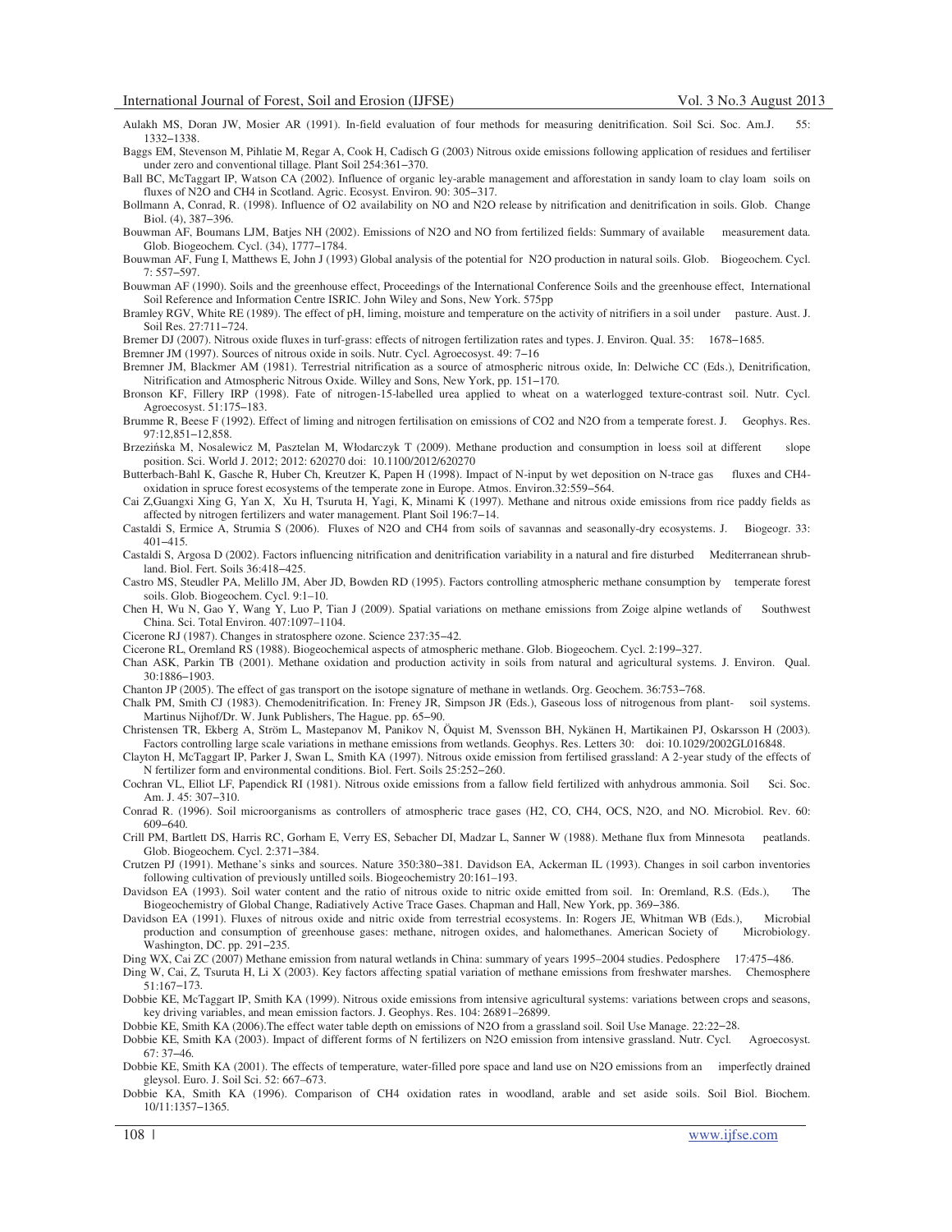Aulakh MS, Doran JW, Mosier AR (1991). In-field evaluation of four methods for measuring denitrification. Soil Sci. Soc. Am.J. 55: 1332‒1338.

Baggs EM, Stevenson M, Pihlatie M, Regar A, Cook H, Cadisch G (2003) Nitrous oxide emissions following application of residues and fertiliser under zero and conventional tillage. Plant Soil 254:361‒370.

Ball BC, McTaggart IP, Watson CA (2002). Influence of organic ley-arable management and afforestation in sandy loam to clay loam soils on fluxes of N2O and CH4 in Scotland. Agric. Ecosyst. Environ. 90: 305‒317.

Bollmann A, Conrad, R. (1998). Influence of O2 availability on NO and N2O release by nitrification and denitrification in soils. Glob. Change Biol. (4), 387‒396.

Bouwman AF, Boumans LJM, Batjes NH (2002). Emissions of N2O and NO from fertilized fields: Summary of available measurement data. Glob. Biogeochem. Cycl. (34), 1777‒1784.

Bouwman AF, Fung I, Matthews E, John J (1993) Global analysis of the potential for N2O production in natural soils. Glob. Biogeochem. Cycl. 7: 557‒597.

Bouwman AF (1990). Soils and the greenhouse effect, Proceedings of the International Conference Soils and the greenhouse effect, International Soil Reference and Information Centre ISRIC. John Wiley and Sons, New York. 575pp

Bramley RGV, White RE (1989). The effect of pH, liming, moisture and temperature on the activity of nitrifiers in a soil under pasture. Aust. J. Soil Res. 27:711‒724.

Bremer DJ (2007). Nitrous oxide fluxes in turf-grass: effects of nitrogen fertilization rates and types. J. Environ. Qual. 35: 1678‒1685.

Bremner JM (1997). Sources of nitrous oxide in soils. Nutr. Cycl. Agroecosyst. 49: 7‒16

Bremner JM, Blackmer AM (1981). Terrestrial nitrification as a source of atmospheric nitrous oxide, In: Delwiche CC (Eds.), Denitrification, Nitrification and Atmospheric Nitrous Oxide. Willey and Sons, New York, pp. 151‒170.

Bronson KF, Fillery IRP (1998). Fate of nitrogen-15-labelled urea applied to wheat on a waterlogged texture-contrast soil. Nutr. Cycl. Agroecosyst. 51:175‒183.

Brumme R, Beese F (1992). Effect of liming and nitrogen fertilisation on emissions of CO2 and N2O from a temperate forest. J. Geophys. Res. 97:12,851‒12,858.

Brzezińska M, Nosalewicz M, Pasztelan M, Włodarczyk T (2009). Methane production and consumption in loess soil at different slope position. Sci. World J. 2012; 2012: 620270 doi: 10.1100/2012/620270

Butterbach-Bahl K, Gasche R, Huber Ch, Kreutzer K, Papen H (1998). Impact of N-input by wet deposition on N-trace gas fluxes and CH4-oxidation in spruce forest ecosystems of the temperate zone in Europe. Atmos. Environ.32:559‒564.

Cai Z,Guangxi Xing G, Yan X, Xu H, Tsuruta H, Yagi, K, Minami K (1997). Methane and nitrous oxide emissions from rice paddy fields as affected by nitrogen fertilizers and water management. Plant Soil 196:7‒14.

Castaldi S, Ermice A, Strumia S (2006). Fluxes of N2O and CH4 from soils of savannas and seasonally-dry ecosystems. J. Biogeogr. 33: 401‒415.

Castaldi S, Argosa D (2002). Factors influencing nitrification and denitrification variability in a natural and fire disturbed Mediterranean shrub-land. Biol. Fert. Soils 36:418‒425.

Castro MS, Steudler PA, Melillo JM, Aber JD, Bowden RD (1995). Factors controlling atmospheric methane consumption by temperate forest soils. Glob. Biogeochem. Cycl. 9:1–10.

Chen H, Wu N, Gao Y, Wang Y, Luo P, Tian J (2009). Spatial variations on methane emissions from Zoige alpine wetlands of Southwest China. Sci. Total Environ. 407:1097–1104.

Cicerone RJ (1987). Changes in stratosphere ozone. Science 237:35‒42.

Cicerone RL, Oremland RS (1988). Biogeochemical aspects of atmospheric methane. Glob. Biogeochem. Cycl. 2:199‒327.

Chan ASK, Parkin TB (2001). Methane oxidation and production activity in soils from natural and agricultural systems. J. Environ. Qual. 30:1886‒1903.

Chanton JP (2005). The effect of gas transport on the isotope signature of methane in wetlands. Org. Geochem. 36:753‒768.

Chalk PM, Smith CJ (1983). Chemodenitrification. In: Freney JR, Simpson JR (Eds.), Gaseous loss of nitrogenous from plant- soil systems. Martinus Nijhof/Dr. W. Junk Publishers, The Hague. pp. 65‒90.

Christensen TR, Ekberg A, Ström L, Mastepanov M, Panikov N, Öquist M, Svensson BH, Nykänen H, Martikainen PJ, Oskarsson H (2003). Factors controlling large scale variations in methane emissions from wetlands. Geophys. Res. Letters 30: doi: 10.1029/2002GL016848.

Clayton H, McTaggart IP, Parker J, Swan L, Smith KA (1997). Nitrous oxide emission from fertilised grassland: A 2-year study of the effects of N fertilizer form and environmental conditions. Biol. Fert. Soils 25:252‒260.

Cochran VL, Elliot LF, Papendick RI (1981). Nitrous oxide emissions from a fallow field fertilized with anhydrous ammonia. Soil Sci. Soc. Am. J. 45: 307‒310.

Conrad R. (1996). Soil microorganisms as controllers of atmospheric trace gases (H2, CO, CH4, OCS, N2O, and NO. Microbiol. Rev. 60: 609‒640.

Crill PM, Bartlett DS, Harris RC, Gorham E, Verry ES, Sebacher DI, Madzar L, Sanner W (1988). Methane flux from Minnesota peatlands. Glob. Biogeochem. Cycl. 2:371‒384.

Crutzen PJ (1991). Methane's sinks and sources. Nature 350:380‒381. Davidson EA, Ackerman IL (1993). Changes in soil carbon inventories following cultivation of previously untilled soils. Biogeochemistry 20:161–193.

Davidson EA (1993). Soil water content and the ratio of nitrous oxide to nitric oxide emitted from soil. In: Oremland, R.S. (Eds.), The Biogeochemistry of Global Change, Radiatively Active Trace Gases. Chapman and Hall, New York, pp. 369‒386.

Davidson EA (1991). Fluxes of nitrous oxide and nitric oxide from terrestrial ecosystems. In: Rogers JE, Whitman WB (Eds.), Microbial production and consumption of greenhouse gases: methane, nitrogen oxides, and halomethanes. American Society of Microbiology. Washington, DC. pp. 291‒235.

Ding WX, Cai ZC (2007) Methane emission from natural wetlands in China: summary of years 1995–2004 studies. Pedosphere 17:475‒486.

Ding W, Cai, Z, Tsuruta H, Li X (2003). Key factors affecting spatial variation of methane emissions from freshwater marshes. Chemosphere 51:167‒173.

Dobbie KE, McTaggart IP, Smith KA (1999). Nitrous oxide emissions from intensive agricultural systems: variations between crops and seasons, key driving variables, and mean emission factors. J. Geophys. Res. 104: 26891–26899.

Dobbie KE, Smith KA (2006).The effect water table depth on emissions of N2O from a grassland soil. Soil Use Manage. 22:22‒28.

Dobbie KE, Smith KA (2003). Impact of different forms of N fertilizers on N2O emission from intensive grassland. Nutr. Cycl. Agroecosyst. 67: 37‒46.

Dobbie KE, Smith KA (2001). The effects of temperature, water-filled pore space and land use on N2O emissions from an imperfectly drained gleysol. Euro. J. Soil Sci. 52: 667–673.

Dobbie KA, Smith KA (1996). Comparison of CH4 oxidation rates in woodland, arable and set aside soils. Soil Biol. Biochem. 10/11:1357‒1365.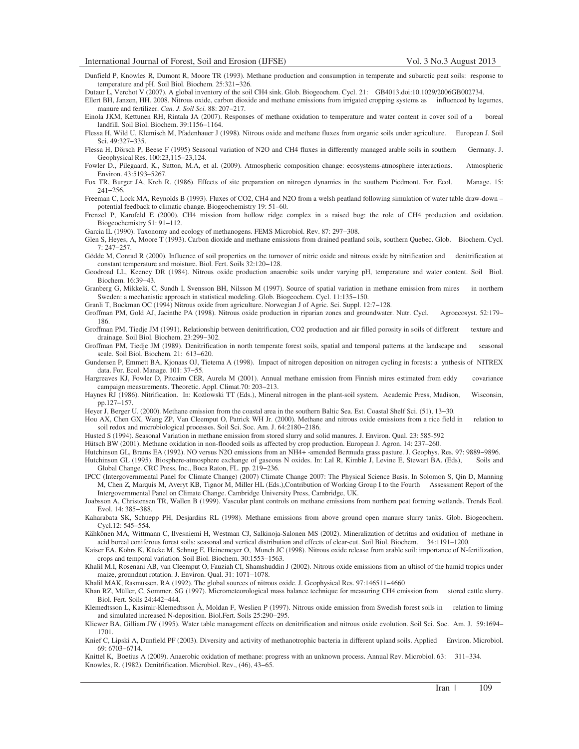Dunfield P, Knowles R, Dumont R, Moore TR (1993). Methane production and consumption in temperate and subarctic peat soils: response to temperature and pH. Soil Biol. Biochem. 25:321–326.

Dutaur L, Verchot V (2007). A global inventory of the soil CH4 sink. Glob. Biogeochem. Cycl. 21: GB4013.doi:10.1029/2006GB002734.

Ellert BH, Janzen, HH. 2008. Nitrous oxide, carbon dioxide and methane emissions from irrigated cropping systems as influenced by legumes, manure and fertilizer. *Can. J. Soil Sci.* 88: 207–217.

Einola JKM, Kettunen RH, Rintala JA (2007). Responses of methane oxidation to temperature and water content in cover soil of a boreal landfill. Soil Biol. Biochem. 39:1156–1164.

Flessa H, Wild U, Klemisch M, Pfadenhauer J (1998). Nitrous oxide and methane fluxes from organic soils under agriculture. European J. Soil Sci. 49:327–335.

Flessa H, Dörsch P, Beese F (1995) Seasonal variation of N2O and CH4 fluxes in differently managed arable soils in southern Germany. J. Geophysical Res. 100:23,115–23,124.

Fowler D., Pilegaard, K., Sutton, M.A, et al. (2009). Atmospheric composition change: ecosystems-atmosphere interactions. Atmospheric Environ. 43:5193–5267.

Fox TR, Burger JA, Kreh R. (1986). Effects of site preparation on nitrogen dynamics in the southern Piedmont. For. Ecol. Manage. 15: 241–256.

Freeman C, Lock MA, Reynolds B (1993). Fluxes of CO2, CH4 and N2O from a welsh peatland following simulation of water table draw-down – potential feedback to climatic change. Biogeochemistry 19: 51–60.

Frenzel P, Karofeld E (2000). CH4 mission from hollow ridge complex in a raised bog: the role of CH4 production and oxidation. Biogeochemistry 51: 91–112.

Garcia IL (1990). Taxonomy and ecology of methanogens. FEMS Microbiol. Rev. 87: 297–308.

Glen S, Heyes, A, Moore T (1993). Carbon dioxide and methane emissions from drained peatland soils, southern Quebec. Glob. Biochem. Cycl. 7: 247–257.

Gödde M, Conrad R (2000). Influence of soil properties on the turnover of nitric oxide and nitrous oxide by nitrification and denitrification at constant temperature and moisture. Biol. Fert. Soils 32:120–128.

Goodroad LL, Keeney DR (1984). Nitrous oxide production anaerobic soils under varying pH, temperature and water content. Soil Biol. Biochem. 16:39–43.

Granberg G, Mikkelä, C, Sundh I, Svensson BH, Nilsson M (1997). Source of spatial variation in methane emission from mires in northern Sweden: a mechanistic approach in statistical modeling. Glob. Biogeochem. Cycl. 11:135–150.

Granli T, Bockman OC (1994) Nitrous oxide from agriculture. Norwegian J of Agric. Sci. Suppl. 12:7–128.

Groffman PM, Gold AJ, Jacinthe PA (1998). Nitrous oxide production in riparian zones and groundwater. Nutr. Cycl. Agroecosyst. 52:179–186.

Groffman PM, Tiedje JM (1991). Relationship between denitrification, CO2 production and air filled porosity in soils of different texture and drainage. Soil Biol. Biochem. 23:299–302.

Groffman PM, Tiedje JM (1989). Denitrification in north temperate forest soils, spatial and temporal patterns at the landscape and seasonal scale. Soil Biol. Biochem. 21: 613–620.

Gundersen P, Emmett BA, Kjonaas OJ, Tietema A (1998). Impact of nitrogen deposition on nitrogen cycling in forests: a ynthesis of NITREX data. For. Ecol. Manage. 101: 37–55.

Hargreaves KJ, Fowler D, Pitcairn CER, Aurela M (2001). Annual methane emission from Finnish mires estimated from eddy covariance campaign measurements. Theoretic. Appl. Climat.70: 203–213.

Haynes RJ (1986). Nitrification. In: Kozlowski TT (Eds.), Mineral nitrogen in the plant-soil system. Academic Press, Madison, Wisconsin, pp.127–157.

Heyer J, Berger U. (2000). Methane emission from the coastal area in the southern Baltic Sea. Est. Coastal Shelf Sci. (51), 13–30.

Hou AX, Chen GX, Wang ZP, Van Cleemput O, Patrick WH Jr. (2000). Methane and nitrous oxide emissions from a rice field in relation to soil redox and microbiological processes. Soil Sci. Soc. Am. J. 64:2180–2186.

Husted S (1994). Seasonal Variation in methane emission from stored slurry and solid manures. J. Environ. Qual. 23: 585-592

Hütsch BW (2001). Methane oxidation in non-flooded soils as affected by crop production. European J. Agron. 14: 237–260.

Hutchinson GL, Brams EA (1992). NO versus N2O emissions from an NH4+ -amended Bermuda grass pasture. J. Geophys. Res. 97: 9889–9896.

Hutchinson GL (1995). Biosphere-atmosphere exchange of gaseous N oxides. In: Lal R, Kimble J, Levine E, Stewart BA. (Eds), Soils and Global Change. CRC Press, Inc., Boca Raton, FL. pp. 219–236.

IPCC (Intergovernmental Panel for Climate Change) (2007) Climate Change 2007: The Physical Science Basis. In Solomon S, Qin D, Manning M, Chen Z, Marquis M, Averyt KB, Tignor M, Miller HL (Eds.),Contribution of Working Group I to the Fourth Assessment Report of the Intergovernmental Panel on Climate Change. Cambridge University Press, Cambridge, UK.

Joabsson A, Christensen TR, Wallen B (1999). Vascular plant controls on methane emissions from northern peat forming wetlands. Trends Ecol. Evol. 14: 385–388.

Kaharabata SK, Schuepp PH, Desjardins RL (1998). Methane emissions from above ground open manure slurry tanks. Glob. Biogeochem. Cycl.12: 545–554.

Kähkönen MA, Wittmann C, Ilvesniemi H, Westman CJ, Salkinoja-Salonen MS (2002). Mineralization of detritus and oxidation of methane in acid boreal coniferous forest soils: seasonal and vertical distribution and effects of clear-cut. Soil Biol. Biochem. 34:1191–1200.

Kaiser EA, Kohrs K, Kücke M, Schnug E, Heinemeyer O, Munch JC (1998). Nitrous oxide release from arable soil: importance of N-fertilization, crops and temporal variation. Soil Biol. Biochem. 30:1553–1563.

Khalil M.I, Rosenani AB, van Cleemput O, Fauziah CI, Shamshuddin J (2002). Nitrous oxide emissions from an ultisol of the humid tropics under maize, groundnut rotation. J. Environ. Qual. 31: 1071–1078.

Khalil MAK, Rasmussen, RA (1992). The global sources of nitrous oxide. J. Geophysical Res. 97:146511–4660

Khan RZ, Müller, C, Sommer, SG (1997). Micrometeorological mass balance technique for measuring CH4 emission from stored cattle slurry. Biol. Fert. Soils 24:442–444.

Klemedtsson L, Kasimir-Klemedtsson Å, Moldan F, Weslien P (1997). Nitrous oxide emission from Swedish forest soils in relation to liming and simulated increased N-deposition. Biol.Fert. Soils 25:290–295.

Kliewer BA, Gilliam JW (1995). Water table management effects on denitrification and nitrous oxide evolution. Soil Sci. Soc. Am. J. 59:1694–1701.

Knief C, Lipski A, Dunfield PF (2003). Diversity and activity of methanotrophic bacteria in different upland soils. Applied Environ. Microbiol. 69: 6703–6714.

Knittel K, Boetius A (2009). Anaerobic oxidation of methane: progress with an unknown process. Annual Rev. Microbiol. 63: 311–334.

Knowles, R. (1982). Denitrification. Microbiol. Rev., (46), 43–65.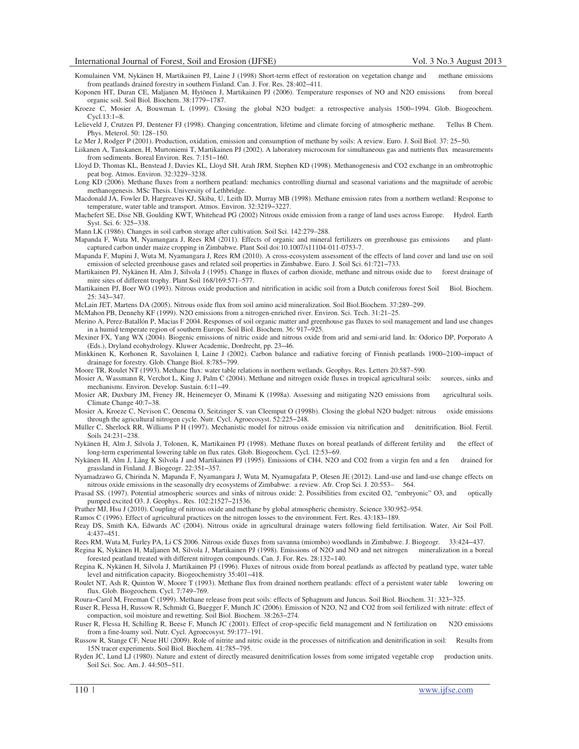Komulainen VM, Nykänen H, Martikainen PJ, Laine J (1998) Short-term effect of restoration on vegetation change and methane emissions from peatlands drained forestry in southern Finland. Can. J. For. Res. 28:402–411.

Koponen HT, Duran CE, Maljanen M, Hytönen J, Martikainen PJ (2006). Temperature responses of NO and N2O emissions from boreal organic soil. Soil Biol. Biochem. 38:1779–1787.

Kroeze C, Mosier A, Bouwman L (1999). Closing the global N2O budget: a retrospective analysis 1500–1994. Glob. Biogeochem. Cycl.13:1–8.

Lelieveld J, Crutzen PJ, Dentener FJ (1998). Changing concentration, lifetime and climate forcing of atmospheric methane. Tellus B Chem. Phys. Meterol. 50: 128–150.

Le Mer J, Rodger P (2001). Production, oxidation, emission and consumption of methane by soils: A review. Euro. J. Soil Biol. 37: 25–50.

Liikanen A, Tanskanen, H, Murtoniemi T, Martikainen PJ (2002). A laboratory microcosm for simultaneous gas and nutrients flux measurements from sediments. Boreal Environ. Res. 7:151–160.

Lloyd D, Thomas KL, Benstead J, Davies KL, Lloyd SH, Arah JRM, Stephen KD (1998). Methanogenesis and CO2 exchange in an ombrotrophic peat bog. Atmos. Environ. 32:3229–3238.

Long KD (2006). Methane fluxes from a northern peatland: mechanics controlling diurnal and seasonal variations and the magnitude of aerobic methanogenesis. MSc Thesis. University of Lethbridge.

Macdonald JA, Fowler D, Hargreaves KJ, Skiba, U, Leith ID, Murray MB (1998). Methane emission rates from a northern wetland: Response to temperature, water table and transport. Atmos. Environ. 32:3219–3227.

Machefert SE, Dise NB, Goulding KWT, Whitehead PG (2002) Nitrous oxide emission from a range of land uses across Europe. Hydrol. Earth Syst. Sci. 6: 325–338.

Mann LK (1986). Changes in soil carbon storage after cultivation. Soil Sci. 142:279–288.

Mapanda F, Wuta M, Nyamangara J, Rees RM (2011). Effects of organic and mineral fertilizers on greenhouse gas emissions and plant-captured carbon under maize cropping in Zimbabwe. Plant Soil doi:10.1007/s11104-011-0753-7.

Mapanda F, Mupini J, Wuta M, Nyamangara J, Rees RM (2010). A cross-ecosystem assessment of the effects of land cover and land use on soil emission of selected greenhouse gases and related soil properties in Zimbabwe. Euro. J. Soil Sci. 61:721–733.

Martikainen PJ, Nykänen H, Alm J, Silvola J (1995). Change in fluxes of carbon dioxide, methane and nitrous oxide due to forest drainage of mire sites of different trophy. Plant Soil 168/169:571–577.

Martikainen PJ, Boer WO (1993). Nitrous oxide production and nitrification in acidic soil from a Dutch coniferous forest Soil Biol. Biochem. 25: 343–347.

McLain JET, Martens DA (2005). Nitrous oxide flux from soil amino acid mineralization. Soil Biol.Biochem. 37:289–299.

McMahon PB, Dennehy KF (1999). N2O emissions from a nitrogen-enriched river. Environ. Sci. Tech. 31:21–25.

Merino A, Perez-Batallón P, Macias F 2004. Responses of soil organic matter and greenhouse gas fluxes to soil management and land use changes in a humid temperate region of southern Europe. Soil Biol. Biochem. 36: 917–925.

Mexiner FX, Yang WX (2004). Biogenic emissions of nitric oxide and nitrous oxide from arid and semi-arid land. In: Odorico DP, Porporato A (Eds.), Dryland ecohydrology. Kluwer Academic, Dordrecht, pp. 23–46.

Minkkinen K, Korhonen R, Savolainen I, Laine J (2002). Carbon balance and radiative forcing of Finnish peatlands 1900–2100–impact of drainage for forestry. Glob. Change Biol. 8:785–799.

Moore TR, Roulet NT (1993). Methane flux: water table relations in northern wetlands. Geophys. Res. Letters 20:587–590.

Mosier A, Wassmann R, Verchot L, King J, Palm C (2004). Methane and nitrogen oxide fluxes in tropical agricultural soils: sources, sinks and mechanisms. Environ. Develop. Sustain. 6:11–49.

Mosier AR, Duxbury JM, Freney JR, Heinemeyer O, Minami K (1998a). Assessing and mitigating N2O emissions from agricultural soils. Climate Change 40:7–38.

Mosier A, Kroeze C, Nevison C, Oenema O, Seitzinger S, van Cleemput O (1998b). Closing the global N2O budget: nitrous oxide emissions through the agricultural nitrogen cycle. Nutr. Cycl. Agroecosyst. 52:225–248.

Müller C, Sherlock RR, Williams P H (1997). Mechanistic model for nitrous oxide emission via nitrification and denitrification. Biol. Fertil. Soils 24:231–238.

Nykänen H, Alm J, Silvola J, Tolonen, K, Martikainen PJ (1998). Methane fluxes on boreal peatlands of different fertility and the effect of long-term experimental lowering table on flux rates. Glob. Biogeochem. Cycl. 12:53–69.

Nykänen H, Alm J, Lång K Silvola J and Martikainen PJ (1995). Emissions of CH4, N2O and CO2 from a virgin fen and a fen drained for grassland in Finland. J. Biogeogr. 22:351–357.

Nyamadzawo G, Chirinda N, Mapanda F, Nyamangara J, Wuta M, Nyamugafata P, Olesen JE (2012). Land-use and land-use change effects on nitrous oxide emissions in the seasonally dry ecosystems of Zimbabwe: a review. Afr. Crop Sci. J. 20:553– 564.

Prasad SS. (1997). Potential atmospheric sources and sinks of nitrous oxide: 2. Possibilities from excited O2, "embryonic" O3, and optically pumped excited O3. J. Geophys.. Res. 102:21527–21536.

Prather MJ, Hsu J (2010). Coupling of nitrous oxide and methane by global atmospheric chemistry. Science 330:952–954.

Ramos C (1996). Effect of agricultural practices on the nitrogen losses to the environment. Fert. Res. 43:183–189.

Reay DS, Smith KA, Edwards AC (2004). Nitrous oxide in agricultural drainage waters following field fertilisation. Water, Air Soil Poll. 4:437–451.

Rees RM, Wuta M, Furley PA, Li CS 2006. Nitrous oxide fluxes from savanna (miombo) woodlands in Zimbabwe. J. Biogeogr. 33:424–437.

Regina K, Nykänen H, Maljanen M, Silvola J, Martikainen PJ (1998). Emissions of N2O and NO and net nitrogen mineralization in a boreal forested peatland treated with different nitrogen compounds. Can. J. For. Res. 28:132–140.

Regina K, Nykänen H, Silvola J, Martikainen PJ (1996). Fluxes of nitrous oxide from boreal peatlands as affected by peatland type, water table level and nitrification capacity. Biogeochemistry 35:401–418.

Roulet NT, Ash R, Quinton W, Moore T (1993). Methane flux from drained northern peatlands: effect of a persistent water table lowering on flux. Glob. Biogeochem. Cycl. 7:749–769.

Roura–Carol M, Freeman C (1999). Methane release from peat soils: effects of Sphagnum and Juncus. Soil Biol. Biochem. 31: 323–325.

Ruser R, Flessa H, Russow R, Schmidt G, Buegger F, Munch JC (2006). Emission of N2O, N2 and CO2 from soil fertilized with nitrate: effect of compaction, soil moisture and rewetting. Soil Biol. Biochem. 38:263–274.

Ruser R, Flessa H, Schilling R, Beese F, Munch JC (2001). Effect of crop-specific field management and N fertilization on N2O emissions from a fine-loamy soil. Nutr. Cycl. Agroecosyst. 59:177–191.

Russow R, Stange CF, Neue HU (2009). Role of nitrite and nitric oxide in the processes of nitrification and denitrification in soil: Results from 15N tracer experiments. Soil Biol. Biochem. 41:785–795.

Ryden JC, Lund LJ (1980). Nature and extent of directly measured denitrification losses from some irrigated vegetable crop production units. Soil Sci. Soc. Am. J. 44:505–511.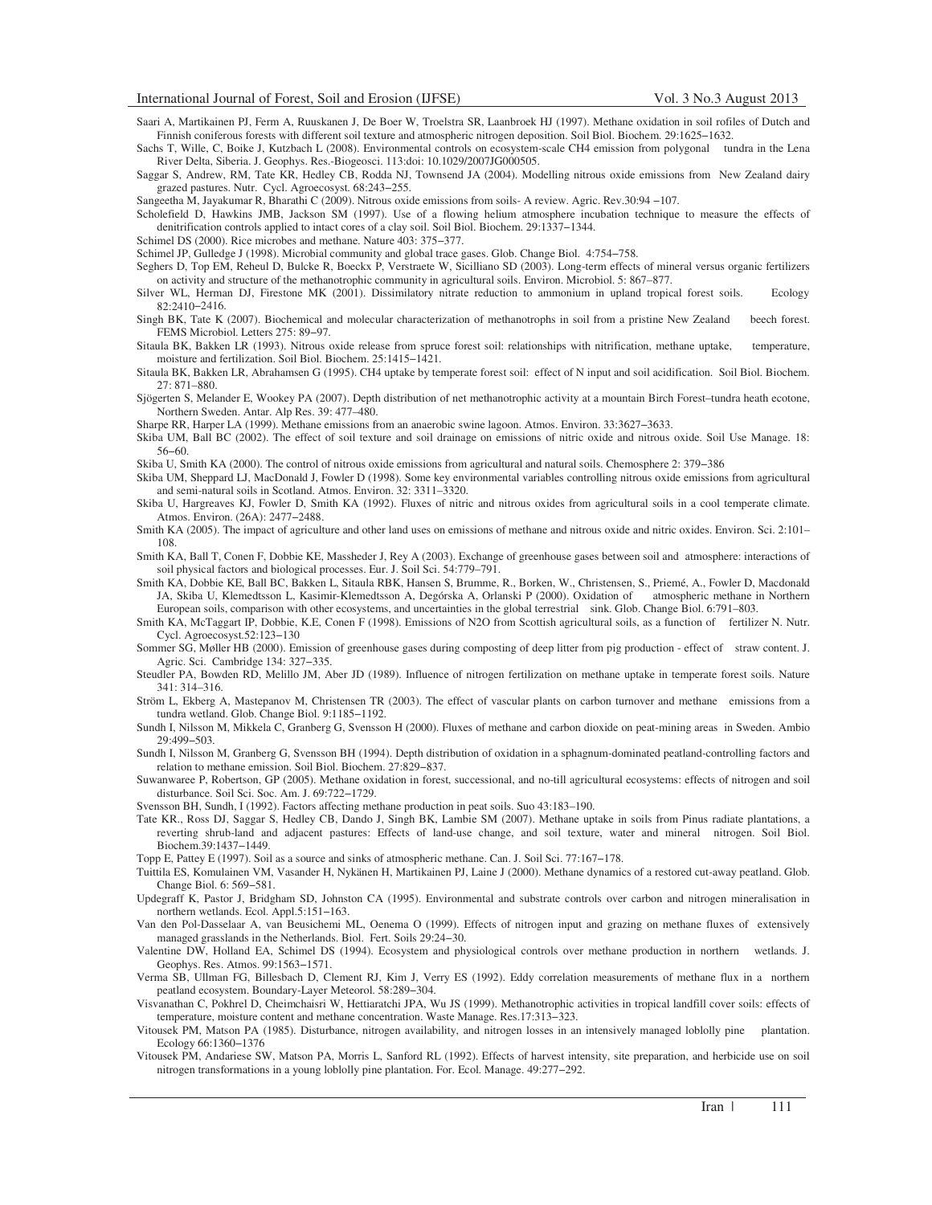Saari A, Martikainen PJ, Ferm A, Ruuskanen J, De Boer W, Troelstra SR, Laanbroek HJ (1997). Methane oxidation in soil rofiles of Dutch and Finnish coniferous forests with different soil texture and atmospheric nitrogen deposition. Soil Biol. Biochem. 29:1625‒1632.

Sachs T, Wille, C, Boike J, Kutzbach L (2008). Environmental controls on ecosystem-scale CH4 emission from polygonal tundra in the Lena River Delta, Siberia. J. Geophys. Res.-Biogeosci. 113:doi: 10.1029/2007JG000505.

Saggar S, Andrew, RM, Tate KR, Hedley CB, Rodda NJ, Townsend JA (2004). Modelling nitrous oxide emissions from New Zealand dairy grazed pastures. Nutr. Cycl. Agroecosyst. 68:243‒255.

Sangeetha M, Jayakumar R, Bharathi C (2009). Nitrous oxide emissions from soils- A review. Agric. Rev.30:94 ‒107.

Scholefield D, Hawkins JMB, Jackson SM (1997). Use of a flowing helium atmosphere incubation technique to measure the effects of denitrification controls applied to intact cores of a clay soil. Soil Biol. Biochem. 29:1337‒1344.

Schimel DS (2000). Rice microbes and methane. Nature 403: 375‒377.

Schimel JP, Gulledge J (1998). Microbial community and global trace gases. Glob. Change Biol. 4:754‒758.

Seghers D, Top EM, Reheul D, Bulcke R, Boeckx P, Verstraete W, Sicilliano SD (2003). Long-term effects of mineral versus organic fertilizers on activity and structure of the methanotrophic community in agricultural soils. Environ. Microbiol. 5: 867–877.

Silver WL, Herman DJ, Firestone MK (2001). Dissimilatory nitrate reduction to ammonium in upland tropical forest soils. Ecology 82:2410‒2416.

Singh BK, Tate K (2007). Biochemical and molecular characterization of methanotrophs in soil from a pristine New Zealand beech forest. FEMS Microbiol. Letters 275: 89‒97.

Sitaula BK, Bakken LR (1993). Nitrous oxide release from spruce forest soil: relationships with nitrification, methane uptake, temperature, moisture and fertilization. Soil Biol. Biochem. 25:1415‒1421.

Sitaula BK, Bakken LR, Abrahamsen G (1995). CH4 uptake by temperate forest soil: effect of N input and soil acidification. Soil Biol. Biochem. 27: 871‒880.

Sjögerten S, Melander E, Wookey PA (2007). Depth distribution of net methanotrophic activity at a mountain Birch Forest–tundra heath ecotone, Northern Sweden. Antar. Alp Res. 39: 477–480.

Sharpe RR, Harper LA (1999). Methane emissions from an anaerobic swine lagoon. Atmos. Environ. 33:3627‒3633.

Skiba UM, Ball BC (2002). The effect of soil texture and soil drainage on emissions of nitric oxide and nitrous oxide. Soil Use Manage. 18: 56‒60.

Skiba U, Smith KA (2000). The control of nitrous oxide emissions from agricultural and natural soils. Chemosphere 2: 379‒386

Skiba UM, Sheppard LJ, MacDonald J, Fowler D (1998). Some key environmental variables controlling nitrous oxide emissions from agricultural and semi-natural soils in Scotland. Atmos. Environ. 32: 3311–3320.

Skiba U, Hargreaves KJ, Fowler D, Smith KA (1992). Fluxes of nitric and nitrous oxides from agricultural soils in a cool temperate climate. Atmos. Environ. (26A): 2477‒2488.

Smith KA (2005). The impact of agriculture and other land uses on emissions of methane and nitrous oxide and nitric oxides. Environ. Sci. 2:101–108.

Smith KA, Ball T, Conen F, Dobbie KE, Massheder J, Rey A (2003). Exchange of greenhouse gases between soil and atmosphere: interactions of soil physical factors and biological processes. Eur. J. Soil Sci. 54:779–791.

Smith KA, Dobbie KE, Ball BC, Bakken L, Sitaula RBK, Hansen S, Brumme, R., Borken, W., Christensen, S., Priemé, A., Fowler D, Macdonald JA, Skiba U, Klemedtsson L, Kasimir-Klemedtsson A, Degórska A, Orlanski P (2000). Oxidation of atmospheric methane in Northern European soils, comparison with other ecosystems, and uncertainties in the global terrestrial sink. Glob. Change Biol. 6:791–803.

Smith KA, McTaggart IP, Dobbie, K.E, Conen F (1998). Emissions of N2O from Scottish agricultural soils, as a function of fertilizer N. Nutr. Cycl. Agroecosyst.52:123‒130

Sommer SG, Møller HB (2000). Emission of greenhouse gases during composting of deep litter from pig production - effect of straw content. J. Agric. Sci. Cambridge 134: 327‒335.

Steudler PA, Bowden RD, Melillo JM, Aber JD (1989). Influence of nitrogen fertilization on methane uptake in temperate forest soils. Nature 341: 314–316.

Ström L, Ekberg A, Mastepanov M, Christensen TR (2003). The effect of vascular plants on carbon turnover and methane emissions from a tundra wetland. Glob. Change Biol. 9:1185‒1192.

Sundh I, Nilsson M, Mikkela C, Granberg G, Svensson H (2000). Fluxes of methane and carbon dioxide on peat-mining areas in Sweden. Ambio 29:499‒503.

Sundh I, Nilsson M, Granberg G, Svensson BH (1994). Depth distribution of oxidation in a sphagnum-dominated peatland-controlling factors and relation to methane emission. Soil Biol. Biochem. 27:829‒837.

Suwanwaree P, Robertson, GP (2005). Methane oxidation in forest, successional, and no-till agricultural ecosystems: effects of nitrogen and soil disturbance. Soil Sci. Soc. Am. J. 69:722‒1729.

Svensson BH, Sundh, I (1992). Factors affecting methane production in peat soils. Suo 43:183‒190.

Tate KR., Ross DJ, Saggar S, Hedley CB, Dando J, Singh BK, Lambie SM (2007). Methane uptake in soils from Pinus radiate plantations, a reverting shrub-land and adjacent pastures: Effects of land-use change, and soil texture, water and mineral nitrogen. Soil Biol. Biochem.39:1437‒1449.

Topp E, Pattey E (1997). Soil as a source and sinks of atmospheric methane. Can. J. Soil Sci. 77:167‒178.

Tuittila ES, Komulainen VM, Vasander H, Nykänen H, Martikainen PJ, Laine J (2000). Methane dynamics of a restored cut-away peatland. Glob. Change Biol. 6: 569‒581.

Updegraff K, Pastor J, Bridgham SD, Johnston CA (1995). Environmental and substrate controls over carbon and nitrogen mineralisation in northern wetlands. Ecol. Appl.5:151‒163.

Van den Pol-Dasselaar A, van Beusichemi ML, Oenema O (1999). Effects of nitrogen input and grazing on methane fluxes of extensively managed grasslands in the Netherlands. Biol. Fert. Soils 29:24‒30.

Valentine DW, Holland EA, Schimel DS (1994). Ecosystem and physiological controls over methane production in northern wetlands. J. Geophys. Res. Atmos. 99:1563‒1571.

Verma SB, Ullman FG, Billesbach D, Clement RJ, Kim J, Verry ES (1992). Eddy correlation measurements of methane flux in a northern peatland ecosystem. Boundary-Layer Meteorol. 58:289‒304.

Visvanathan C, Pokhrel D, Cheimchaisri W, Hettiaratchi JPA, Wu JS (1999). Methanotrophic activities in tropical landfill cover soils: effects of temperature, moisture content and methane concentration. Waste Manage. Res.17:313‒323.

Vitousek PM, Matson PA (1985). Disturbance, nitrogen availability, and nitrogen losses in an intensively managed loblolly pine plantation. Ecology 66:1360‒1376

Vitousek PM, Andariese SW, Matson PA, Morris L, Sanford RL (1992). Effects of harvest intensity, site preparation, and herbicide use on soil nitrogen transformations in a young loblolly pine plantation. For. Ecol. Manage. 49:277‒292.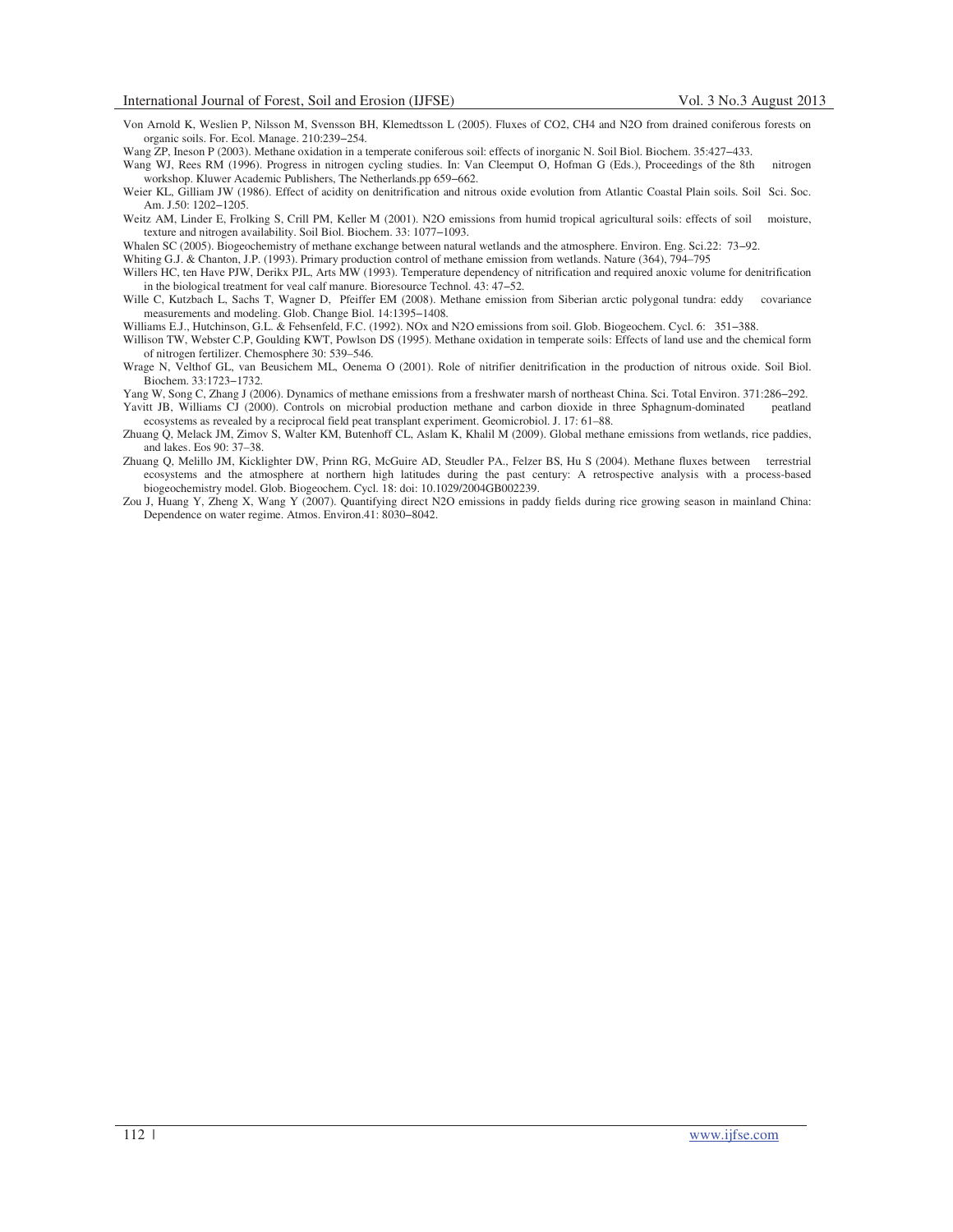Von Arnold K, Weslien P, Nilsson M, Svensson BH, Klemedtsson L (2005). Fluxes of $CO_2$, $CH_4$ and $N_2O$ from drained coniferous forests on organic soils. For. Ecol. Manage. 210:239−254.

Wang ZP, Ineson P (2003). Methane oxidation in a temperate coniferous soil: effects of inorganic N. Soil Biol. Biochem. 35:427−433.

Wang WJ, Rees RM (1996). Progress in nitrogen cycling studies. In: Van Cleemput O, Hofman G (Eds.), Proceedings of the 8th nitrogen workshop. Kluwer Academic Publishers, The Netherlands.pp 659−662.

Weier KL, Gilliam JW (1986). Effect of acidity on denitrification and nitrous oxide evolution from Atlantic Coastal Plain soils. Soil Sci. Soc. Am. J.50: 1202−1205.

Weitz AM, Linder E, Frolking S, Crill PM, Keller M (2001). $N_2O$ emissions from humid tropical agricultural soils: effects of soil moisture, texture and nitrogen availability. Soil Biol. Biochem. 33: 1077−1093.

Whalen SC (2005). Biogeochemistry of methane exchange between natural wetlands and the atmosphere. Environ. Eng. Sci.22: 73−92.

Whiting G.J. & Chanton, J.P. (1993). Primary production control of methane emission from wetlands. Nature (364), 794–795

Willers HC, ten Have PJW, Derikx PJL, Arts MW (1993). Temperature dependency of nitrification and required anoxic volume for denitrification in the biological treatment for veal calf manure. Bioresource Technol. 43: 47−52.

Wille C, Kutzbach L, Sachs T, Wagner D, Pfeiffer EM (2008). Methane emission from Siberian arctic polygonal tundra: eddy covariance measurements and modeling. Glob. Change Biol. 14:1395−1408.

Williams E.J., Hutchinson, G.L. & Fehsenfeld, F.C. (1992). NOx and $N_2O$ emissions from soil. Glob. Biogeochem. Cycl. 6: 351−388.

Willison TW, Webster C.P, Goulding KWT, Powlson DS (1995). Methane oxidation in temperate soils: Effects of land use and the chemical form of nitrogen fertilizer. Chemosphere 30: 539–546.

Wrage N, Velthof GL, van Beusichem ML, Oenema O (2001). Role of nitrifier denitrification in the production of nitrous oxide. Soil Biol. Biochem. 33:1723−1732.

Yang W, Song C, Zhang J (2006). Dynamics of methane emissions from a freshwater marsh of northeast China. Sci. Total Environ. 371:286−292.

Yavitt JB, Williams CJ (2000). Controls on microbial production methane and carbon dioxide in three Sphagnum-dominated peatland ecosystems as revealed by a reciprocal field peat transplant experiment. Geomicrobiol. J. 17: 61–88.

Zhuang Q, Melack JM, Zimov S, Walter KM, Butenhoff CL, Aslam K, Khalil M (2009). Global methane emissions from wetlands, rice paddies, and lakes. Eos 90: 37–38.

Zhuang Q, Melillo JM, Kicklighter DW, Prinn RG, McGuire AD, Steudler PA., Felzer BS, Hu S (2004). Methane fluxes between terrestrial ecosystems and the atmosphere at northern high latitudes during the past century: A retrospective analysis with a process-based biogeochemistry model. Glob. Biogeochem. Cycl. 18: doi: 10.1029/2004GB002239.

Zou J, Huang Y, Zheng X, Wang Y (2007). Quantifying direct $N_2O$ emissions in paddy fields during rice growing season in mainland China: Dependence on water regime. Atmos. Environ.41: 8030−8042.